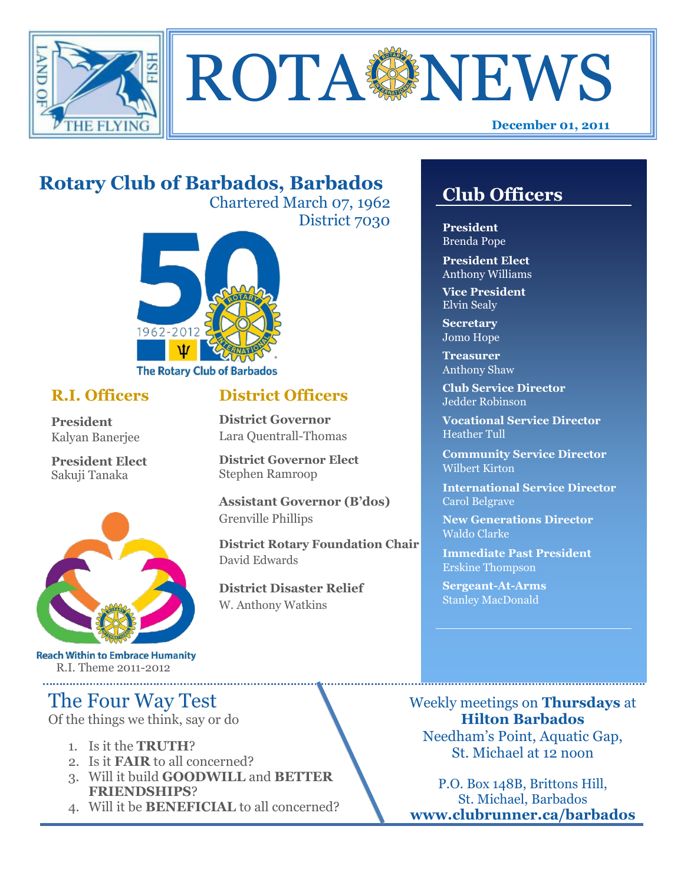# ROTA NEWS

**December 01, 2011**

## Rotary Club of Barbados, Barbados

Chartered March 07, 1962
District 7030

The Rotary Club of Barbados

### R.I. Officers

**President**
Kalyan Banerjee

**President Elect**
Sakuji Tanaka

Reach Within to Embrace Humanity
R.I. Theme 2011-2012

### District Officers

**District Governor**
Lara Quentrall-Thomas

**District Governor Elect**
Stephen Ramroop

**Assistant Governor (B'dos)**
Grenville Phillips

**District Rotary Foundation Chair**
David Edwards

**District Disaster Relief**
W. Anthony Watkins

## Club Officers

**President**
Brenda Pope

**President Elect**
Anthony Williams

**Vice President**
Elvin Sealy

**Secretary**
Jomo Hope

**Treasurer**
Anthony Shaw

**Club Service Director**
Jedder Robinson

**Vocational Service Director**
Heather Tull

**Community Service Director**
Wilbert Kirton

**International Service Director**
Carol Belgrave

**New Generations Director**
Waldo Clarke

**Immediate Past President**
Erskine Thompson

**Sergeant-At-Arms**
Stanley MacDonald

## The Four Way Test

Of the things we think, say or do

1. Is it the **TRUTH**?
2. Is it **FAIR** to all concerned?
3. Will it build **GOODWILL** and **BETTER FRIENDSHIPS**?
4. Will it be **BENEFICIAL** to all concerned?

Weekly meetings on **Thursdays** at **Hilton Barbados**
Needham's Point, Aquatic Gap, St. Michael at 12 noon

P.O. Box 148B, Brittons Hill, St. Michael, Barbados
**www.clubrunner.ca/barbados**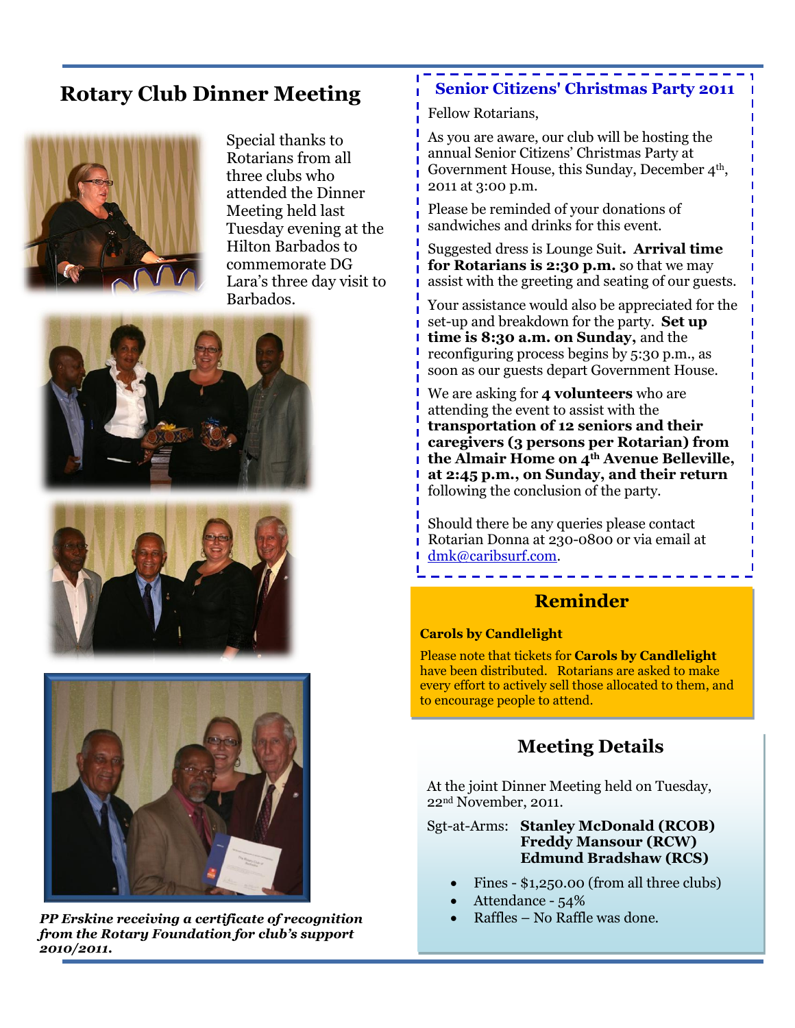# Rotary Club Dinner Meeting

Special thanks to Rotarians from all three clubs who attended the Dinner Meeting held last Tuesday evening at the Hilton Barbados to commemorate DG Lara's three day visit to Barbados.

*PP Erskine receiving a certificate of recognition from the Rotary Foundation for club's support 2010/2011.*

## Senior Citizens' Christmas Party 2011

Fellow Rotarians,

As you are aware, our club will be hosting the annual Senior Citizens' Christmas Party at Government House, this Sunday, December 4th, 2011 at 3:00 p.m.

Please be reminded of your donations of sandwiches and drinks for this event.

Suggested dress is Lounge Suit**. Arrival time for Rotarians is 2:30 p.m.** so that we may assist with the greeting and seating of our guests.

Your assistance would also be appreciated for the set-up and breakdown for the party. **Set up time is 8:30 a.m. on Sunday,** and the reconfiguring process begins by 5:30 p.m., as soon as our guests depart Government House.

We are asking for **4 volunteers** who are attending the event to assist with the **transportation of 12 seniors and their caregivers (3 persons per Rotarian) from the Almair Home on 4th Avenue Belleville, at 2:45 p.m., on Sunday, and their return** following the conclusion of the party.

Should there be any queries please contact Rotarian Donna at 230-0800 or via email at dmk@caribsurf.com.

## Reminder

**Carols by Candlelight**

Please note that tickets for **Carols by Candlelight** have been distributed. Rotarians are asked to make every effort to actively sell those allocated to them, and to encourage people to attend.

## Meeting Details

At the joint Dinner Meeting held on Tuesday, 22nd November, 2011.

Sgt-at-Arms: **Stanley McDonald (RCOB)**
**Freddy Mansour (RCW)**
**Edmund Bradshaw (RCS)**

- Fines - $1,250.00 (from all three clubs)
- Attendance - 54%
- Raffles – No Raffle was done.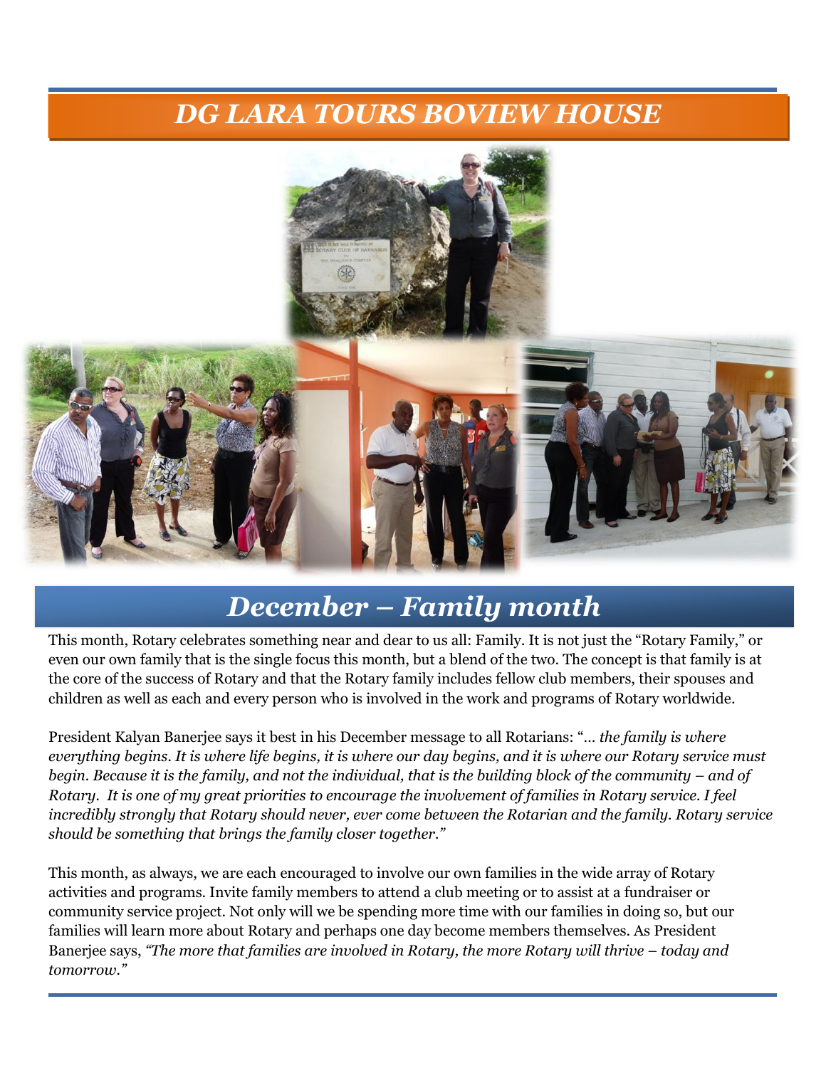# *DG LARA TOURS BOVIEW HOUSE*

## *December – Family month*

This month, Rotary celebrates something near and dear to us all: Family. It is not just the "Rotary Family," or even our own family that is the single focus this month, but a blend of the two. The concept is that family is at the core of the success of Rotary and that the Rotary family includes fellow club members, their spouses and children as well as each and every person who is involved in the work and programs of Rotary worldwide.

President Kalyan Banerjee says it best in his December message to all Rotarians: "*… the family is where everything begins. It is where life begins, it is where our day begins, and it is where our Rotary service must begin. Because it is the family, and not the individual, that is the building block of the community – and of Rotary. It is one of my great priorities to encourage the involvement of families in Rotary service. I feel incredibly strongly that Rotary should never, ever come between the Rotarian and the family. Rotary service should be something that brings the family closer together."*

This month, as always, we are each encouraged to involve our own families in the wide array of Rotary activities and programs. Invite family members to attend a club meeting or to assist at a fundraiser or community service project. Not only will we be spending more time with our families in doing so, but our families will learn more about Rotary and perhaps one day become members themselves. As President Banerjee says, *"The more that families are involved in Rotary, the more Rotary will thrive – today and tomorrow."*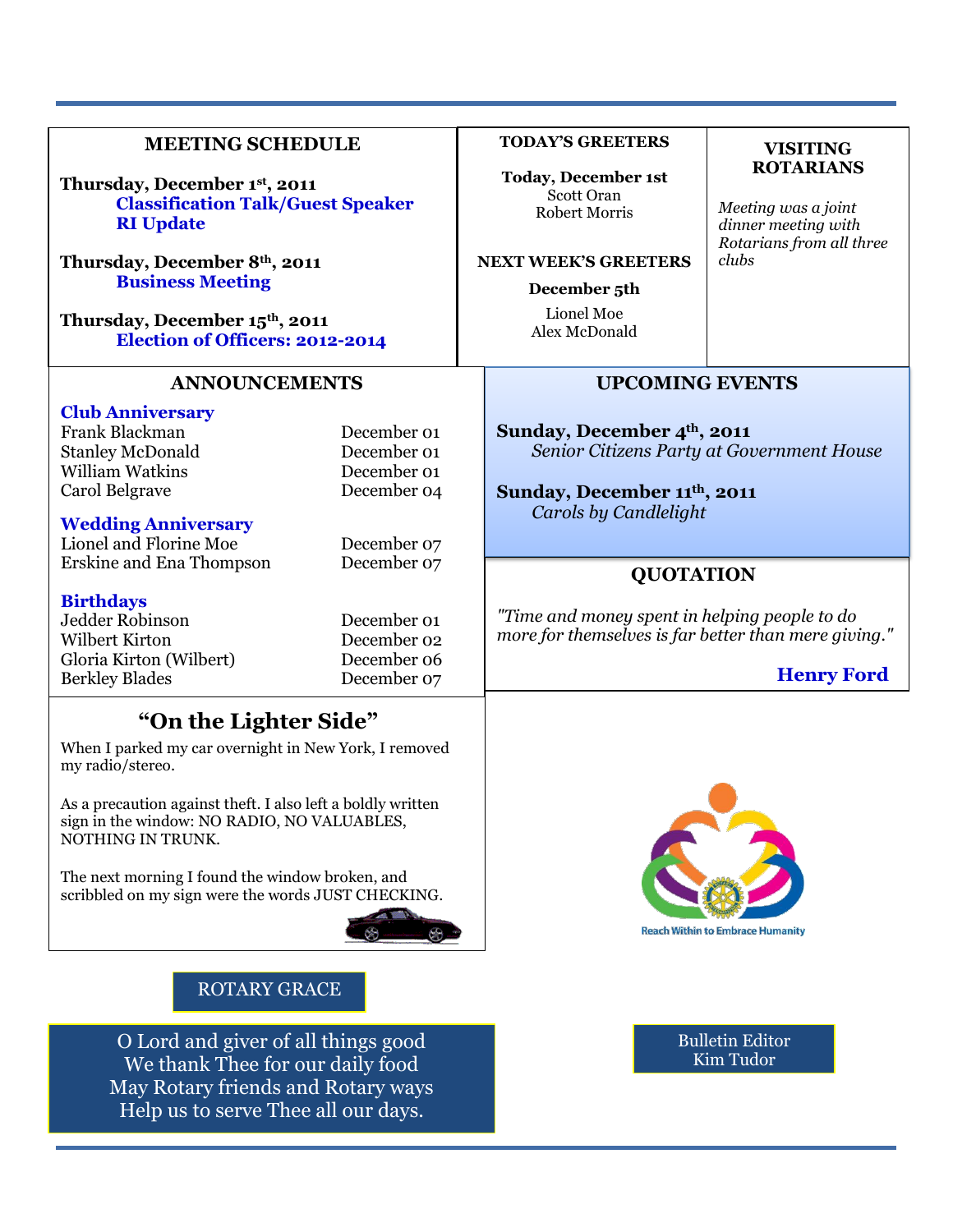## MEETING SCHEDULE

**Thursday, December 1st, 2011**
**Classification Talk/Guest Speaker**
**RI Update**

**Thursday, December 8th, 2011**
**Business Meeting**

**Thursday, December 15th, 2011**
**Election of Officers: 2012-2014**

## TODAY'S GREETERS

**Today, December 1st**
Scott Oran
Robert Morris

## NEXT WEEK'S GREETERS

**December 5th**
Lionel Moe
Alex McDonald

## VISITING ROTARIANS

*Meeting was a joint dinner meeting with Rotarians from all three clubs*

## ANNOUNCEMENTS

### Club Anniversary

| | |
|---|---|
| Frank Blackman | December 01 |
| Stanley McDonald | December 01 |
| William Watkins | December 01 |
| Carol Belgrave | December 04 |

### Wedding Anniversary

| | |
|---|---|
| Lionel and Florine Moe | December 07 |
| Erskine and Ena Thompson | December 07 |

### Birthdays

| | |
|---|---|
| Jedder Robinson | December 01 |
| Wilbert Kirton | December 02 |
| Gloria Kirton (Wilbert) | December 06 |
| Berkley Blades | December 07 |

## UPCOMING EVENTS

**Sunday, December 4th, 2011**
*Senior Citizens Party at Government House*

**Sunday, December 11th, 2011**
*Carols by Candlelight*

## QUOTATION

*"Time and money spent in helping people to do more for themselves is far better than mere giving."*

**Henry Ford**

## "On the Lighter Side"

When I parked my car overnight in New York, I removed my radio/stereo.

As a precaution against theft. I also left a boldly written sign in the window: NO RADIO, NO VALUABLES, NOTHING IN TRUNK.

The next morning I found the window broken, and scribbled on my sign were the words JUST CHECKING.

Reach Within to Embrace Humanity

## ROTARY GRACE

O Lord and giver of all things good
We thank Thee for our daily food
May Rotary friends and Rotary ways
Help us to serve Thee all our days.

Bulletin Editor
Kim Tudor